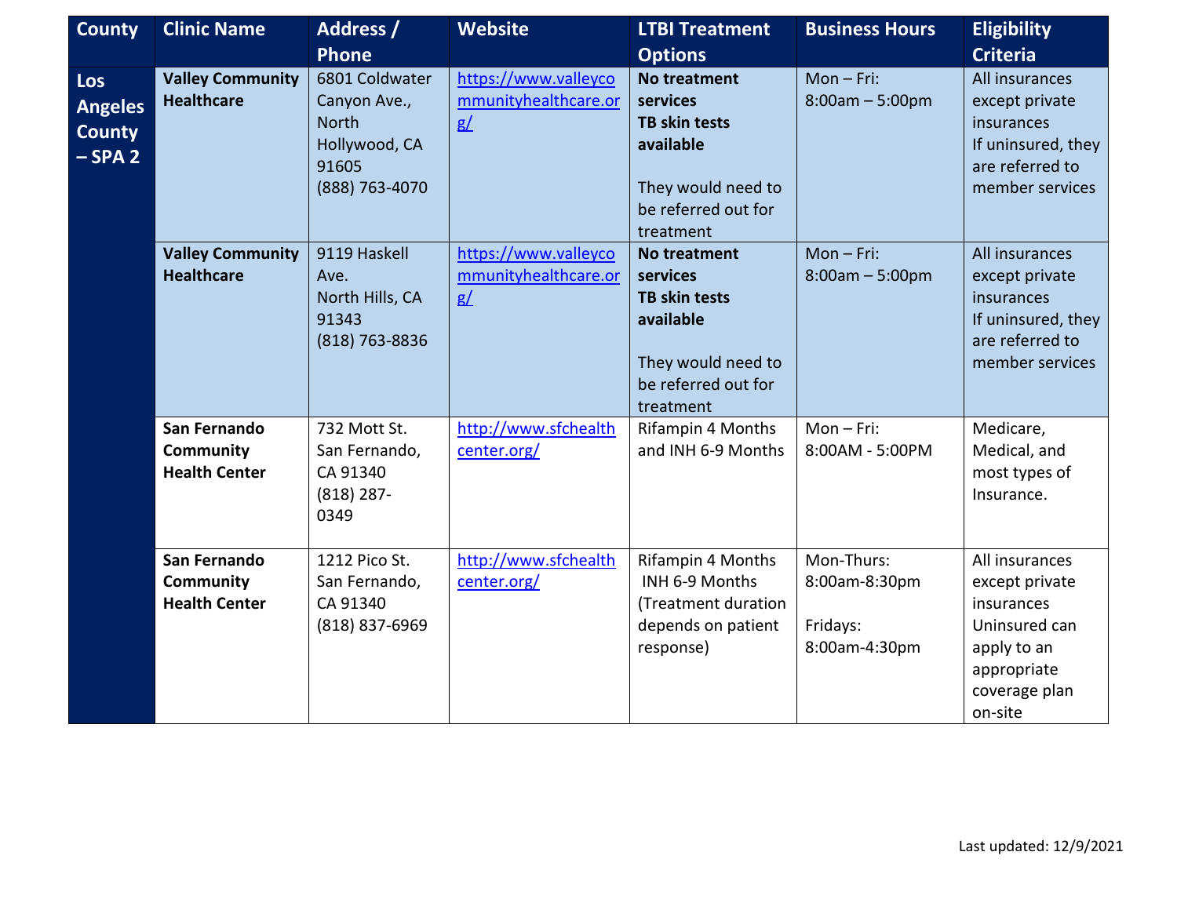| County | Clinic Name | Address / Phone | Website | LTBI Treatment Options | Business Hours | Eligibility Criteria |
|---|---|---|---|---|---|---|
| **Los Angeles County – SPA 2** | **Valley Community Healthcare** | 6801 Coldwater Canyon Ave., North Hollywood, CA 91605 (888) 763-4070 | https://www.valleycommunityhealthcare.org/ | **No treatment services** **TB skin tests available** They would need to be referred out for treatment | Mon – Fri: 8:00am – 5:00pm | All insurances except private insurances If uninsured, they are referred to member services |
| | **Valley Community Healthcare** | 9119 Haskell Ave. North Hills, CA 91343 (818) 763-8836 | https://www.valleycommunityhealthcare.org/ | **No treatment services** **TB skin tests available** They would need to be referred out for treatment | Mon – Fri: 8:00am – 5:00pm | All insurances except private insurances If uninsured, they are referred to member services |
| | **San Fernando Community Health Center** | 732 Mott St. San Fernando, CA 91340 (818) 287-0349 | http://www.sfchealthcenter.org/ | Rifampin 4 Months and INH 6-9 Months | Mon – Fri: 8:00AM - 5:00PM | Medicare, Medical, and most types of Insurance. |
| | **San Fernando Community Health Center** | 1212 Pico St. San Fernando, CA 91340 (818) 837-6969 | http://www.sfchealthcenter.org/ | Rifampin 4 Months INH 6-9 Months (Treatment duration depends on patient response) | Mon-Thurs: 8:00am-8:30pm Fridays: 8:00am-4:30pm | All insurances except private insurances Uninsured can apply to an appropriate coverage plan on-site |

Last updated: 12/9/2021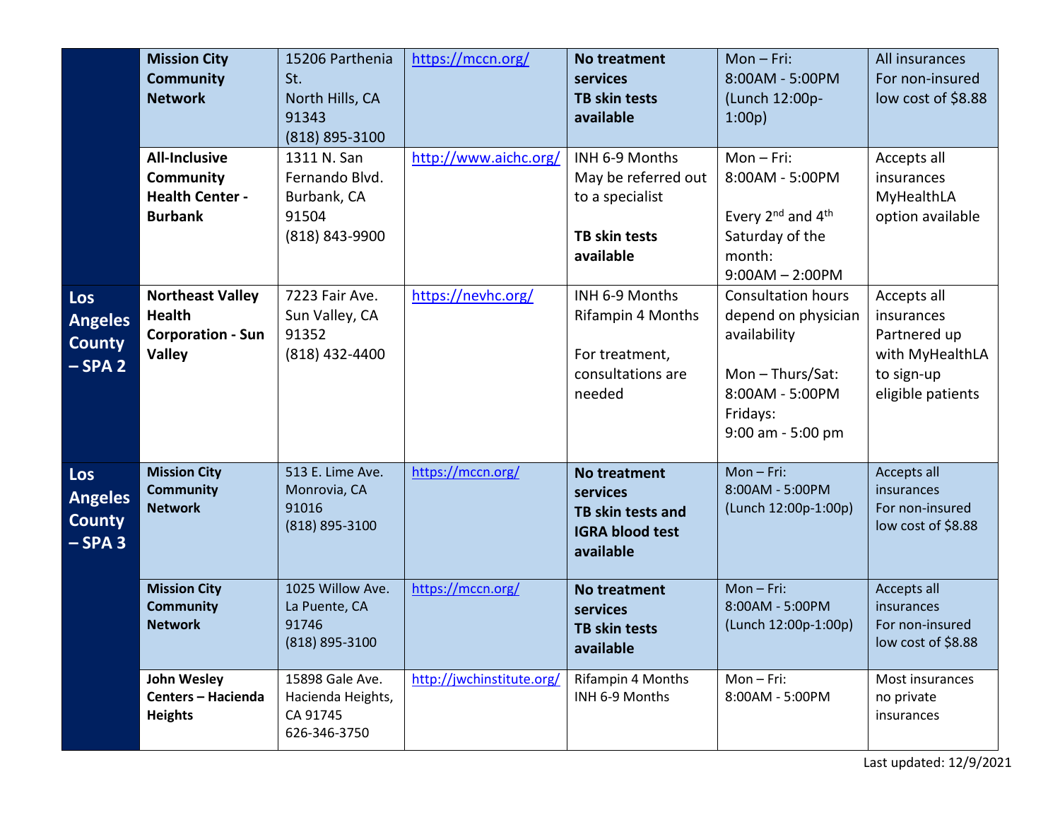| | | | | | | |
|---|---|---|---|---|---|---|
| | **Mission City Community Network** | 15206 Parthenia St.<br>North Hills, CA 91343<br>(818) 895-3100 | https://mccn.org/ | **No treatment services**<br>**TB skin tests available** | Mon – Fri:<br>8:00AM - 5:00PM<br>(Lunch 12:00p-1:00p) | All insurances<br>For non-insured low cost of $8.88 |
| | **All-Inclusive Community Health Center - Burbank** | 1311 N. San Fernando Blvd.<br>Burbank, CA 91504<br>(818) 843-9900 | http://www.aichc.org/ | INH 6-9 Months<br>May be referred out to a specialist<br><br>**TB skin tests available** | Mon – Fri:<br>8:00AM - 5:00PM<br><br>Every 2nd and 4th Saturday of the month:<br>9:00AM – 2:00PM | Accepts all insurances<br>MyHealthLA option available |
| **Los Angeles County – SPA 2** | **Northeast Valley Health Corporation - Sun Valley** | 7223 Fair Ave.<br>Sun Valley, CA 91352<br>(818) 432-4400 | https://nevhc.org/ | INH 6-9 Months<br>Rifampin 4 Months<br><br>For treatment, consultations are needed | Consultation hours depend on physician availability<br><br>Mon – Thurs/Sat:<br>8:00AM - 5:00PM<br>Fridays:<br>9:00 am - 5:00 pm | Accepts all insurances<br>Partnered up with MyHealthLA to sign-up eligible patients |
| **Los Angeles County – SPA 3** | **Mission City Community Network** | 513 E. Lime Ave.<br>Monrovia, CA 91016<br>(818) 895-3100 | https://mccn.org/ | **No treatment services**<br>**TB skin tests and IGRA blood test available** | Mon – Fri:<br>8:00AM - 5:00PM<br>(Lunch 12:00p-1:00p) | Accepts all insurances<br>For non-insured low cost of $8.88 |
| | **Mission City Community Network** | 1025 Willow Ave.<br>La Puente, CA 91746<br>(818) 895-3100 | https://mccn.org/ | **No treatment services**<br>**TB skin tests available** | Mon – Fri:<br>8:00AM - 5:00PM<br>(Lunch 12:00p-1:00p) | Accepts all insurances<br>For non-insured low cost of $8.88 |
| | **John Wesley Centers – Hacienda Heights** | 15898 Gale Ave.<br>Hacienda Heights, CA 91745<br>626-346-3750 | http://jwchinstitute.org/ | Rifampin 4 Months<br>INH 6-9 Months | Mon – Fri:<br>8:00AM - 5:00PM | Most insurances no private insurances |

Last updated: 12/9/2021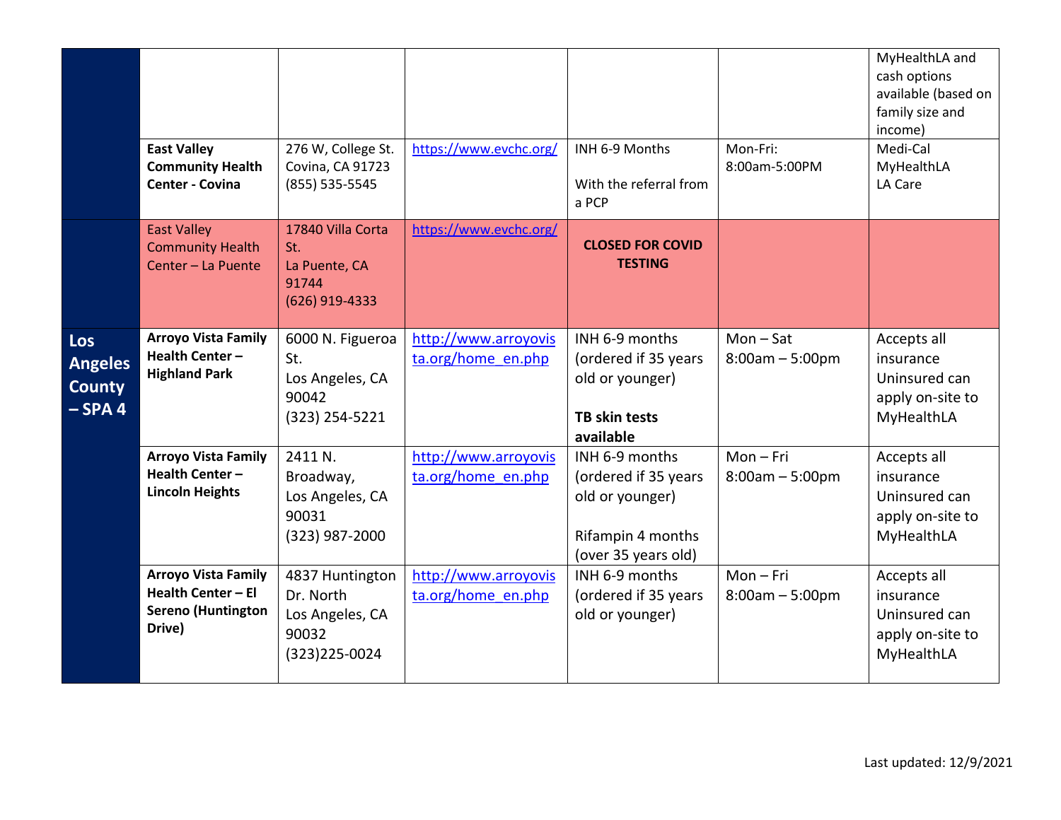| | | | | | | |
|---|---|---|---|---|---|---|
| | | | | | | MyHealthLA and cash options available (based on family size and income) |
| | **East Valley Community Health Center - Covina** | 276 W, College St. Covina, CA 91723 (855) 535-5545 | https://www.evchc.org/ | INH 6-9 Months<br><br>With the referral from a PCP | Mon-Fri: 8:00am-5:00PM | Medi-Cal<br>MyHealthLA<br>LA Care |
| | East Valley Community Health Center – La Puente | 17840 Villa Corta St. La Puente, CA 91744 (626) 919-4333 | https://www.evchc.org/ | **CLOSED FOR COVID TESTING** | | |
| **Los Angeles County – SPA 4** | **Arroyo Vista Family Health Center – Highland Park** | 6000 N. Figueroa St. Los Angeles, CA 90042 (323) 254-5221 | http://www.arroyovista.org/home_en.php | INH 6-9 months (ordered if 35 years old or younger)<br><br>**TB skin tests available** | Mon – Sat 8:00am – 5:00pm | Accepts all insurance Uninsured can apply on-site to MyHealthLA |
| | **Arroyo Vista Family Health Center – Lincoln Heights** | 2411 N. Broadway, Los Angeles, CA 90031 (323) 987-2000 | http://www.arroyovista.org/home_en.php | INH 6-9 months (ordered if 35 years old or younger)<br><br>Rifampin 4 months (over 35 years old) | Mon – Fri 8:00am – 5:00pm | Accepts all insurance Uninsured can apply on-site to MyHealthLA |
| | **Arroyo Vista Family Health Center – El Sereno (Huntington Drive)** | 4837 Huntington Dr. North Los Angeles, CA 90032 (323)225-0024 | http://www.arroyovista.org/home_en.php | INH 6-9 months (ordered if 35 years old or younger) | Mon – Fri 8:00am – 5:00pm | Accepts all insurance Uninsured can apply on-site to MyHealthLA |

Last updated: 12/9/2021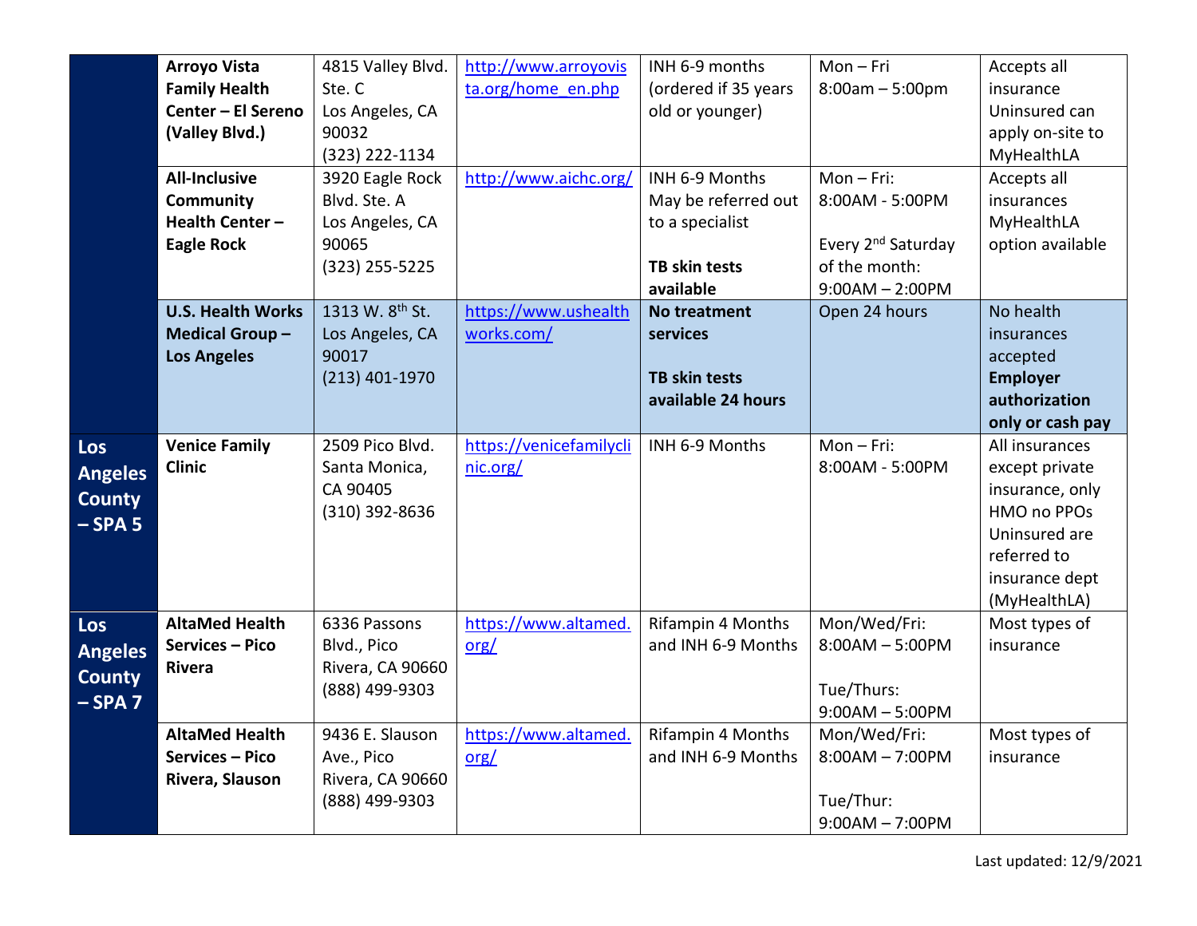| | | | | | | |
|---|---|---|---|---|---|---|
| | **Arroyo Vista Family Health Center – El Sereno (Valley Blvd.)** | 4815 Valley Blvd. Ste. C Los Angeles, CA 90032 (323) 222-1134 | http://www.arroyovista.org/home_en.php | INH 6-9 months (ordered if 35 years old or younger) | Mon – Fri 8:00am – 5:00pm | Accepts all insurance Uninsured can apply on-site to MyHealthLA |
| | **All-Inclusive Community Health Center – Eagle Rock** | 3920 Eagle Rock Blvd. Ste. A Los Angeles, CA 90065 (323) 255-5225 | http://www.aichc.org/ | INH 6-9 Months May be referred out to a specialist<br><br>**TB skin tests available** | Mon – Fri: 8:00AM - 5:00PM<br><br>Every 2nd Saturday of the month: 9:00AM – 2:00PM | Accepts all insurances MyHealthLA option available |
| | **U.S. Health Works Medical Group – Los Angeles** | 1313 W. 8th St. Los Angeles, CA 90017 (213) 401-1970 | https://www.ushealthworks.com/ | **No treatment services**<br><br>**TB skin tests available 24 hours** | Open 24 hours | No health insurances accepted **Employer authorization only or cash pay** |
| **Los Angeles County – SPA 5** | **Venice Family Clinic** | 2509 Pico Blvd. Santa Monica, CA 90405 (310) 392-8636 | https://venicefamilyclinic.org/ | INH 6-9 Months | Mon – Fri: 8:00AM - 5:00PM | All insurances except private insurance, only HMO no PPOs Uninsured are referred to insurance dept (MyHealthLA) |
| **Los Angeles County – SPA 7** | **AltaMed Health Services – Pico Rivera** | 6336 Passons Blvd., Pico Rivera, CA 90660 (888) 499-9303 | https://www.altamed.org/ | Rifampin 4 Months and INH 6-9 Months | Mon/Wed/Fri: 8:00AM – 5:00PM<br><br>Tue/Thurs: 9:00AM – 5:00PM | Most types of insurance |
| | **AltaMed Health Services – Pico Rivera, Slauson** | 9436 E. Slauson Ave., Pico Rivera, CA 90660 (888) 499-9303 | https://www.altamed.org/ | Rifampin 4 Months and INH 6-9 Months | Mon/Wed/Fri: 8:00AM – 7:00PM<br><br>Tue/Thur: 9:00AM – 7:00PM | Most types of insurance |

Last updated: 12/9/2021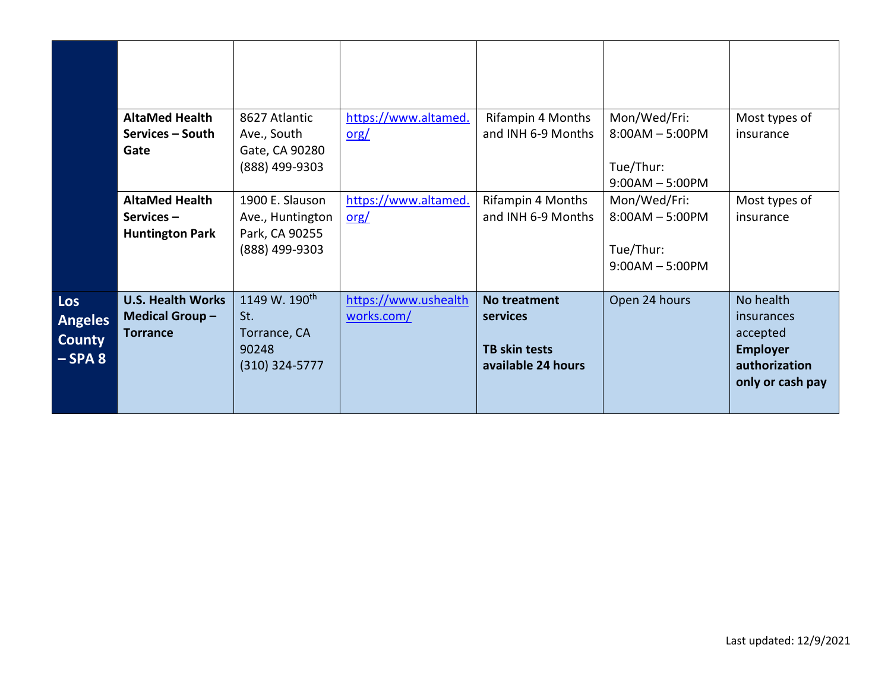| | | | | | | |
|---|---|---|---|---|---|---|
| | | | | | | |
| | **AltaMed Health Services – South Gate** | 8627 Atlantic Ave., South Gate, CA 90280 (888) 499-9303 | https://www.altamed.org/ | Rifampin 4 Months and INH 6-9 Months | Mon/Wed/Fri: 8:00AM – 5:00PM<br><br>Tue/Thur: 9:00AM – 5:00PM | Most types of insurance |
| | **AltaMed Health Services – Huntington Park** | 1900 E. Slauson Ave., Huntington Park, CA 90255 (888) 499-9303 | https://www.altamed.org/ | Rifampin 4 Months and INH 6-9 Months | Mon/Wed/Fri: 8:00AM – 5:00PM<br><br>Tue/Thur: 9:00AM – 5:00PM | Most types of insurance |
| **Los Angeles County – SPA 8** | **U.S. Health Works Medical Group – Torrance** | 1149 W. 190th St. Torrance, CA 90248 (310) 324-5777 | https://www.ushealthworks.com/ | **No treatment services**<br><br>**TB skin tests available 24 hours** | Open 24 hours | No health insurances accepted **Employer authorization only or cash pay** |

Last updated: 12/9/2021